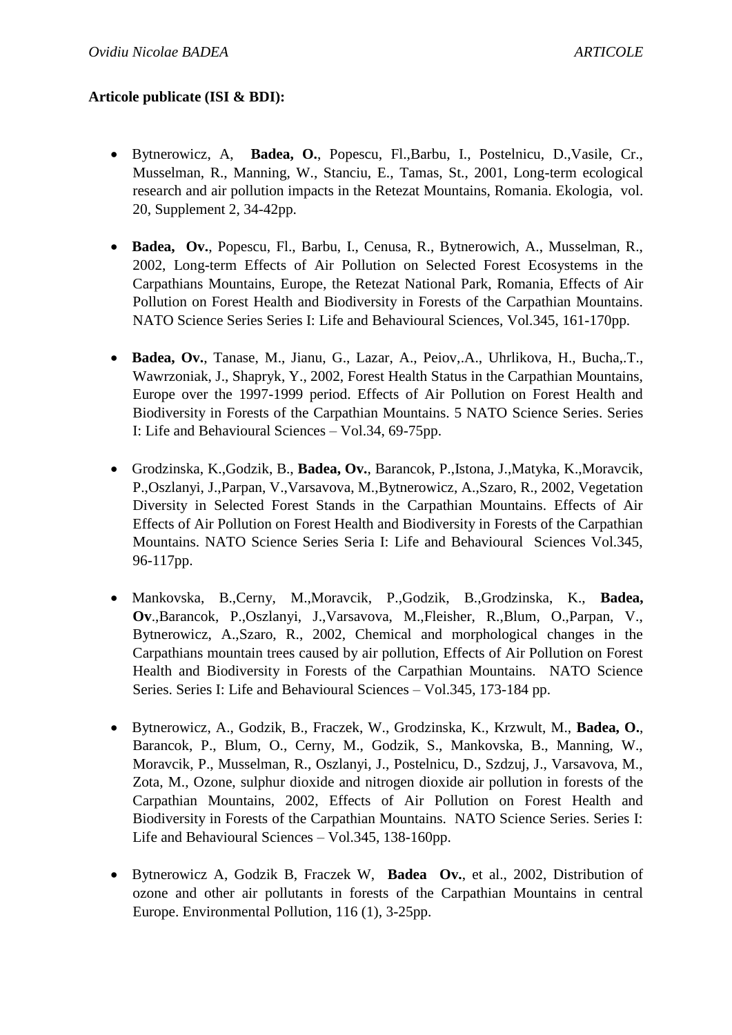**Articole publicate (ISI & BDI):**

- Bytnerowicz, A, **Badea, O.**, Popescu, Fl.,Barbu, I., Postelnicu, D.,Vasile, Cr., Musselman, R., Manning, W., Stanciu, E., Tamas, St., 2001, Long-term ecological research and air pollution impacts in the Retezat Mountains, Romania. Ekologia, vol. 20, Supplement 2, 34-42pp.

- **Badea, Ov.**, Popescu, Fl., Barbu, I., Cenusa, R., Bytnerowich, A., Musselman, R., 2002, Long-term Effects of Air Pollution on Selected Forest Ecosystems in the Carpathians Mountains, Europe, the Retezat National Park, Romania, Effects of Air Pollution on Forest Health and Biodiversity in Forests of the Carpathian Mountains. NATO Science Series Series I: Life and Behavioural Sciences, Vol.345, 161-170pp.

- **Badea, Ov.**, Tanase, M., Jianu, G., Lazar, A., Peiov,.A., Uhrlikova, H., Bucha,.T., Wawrzoniak, J., Shapryk, Y., 2002, Forest Health Status in the Carpathian Mountains, Europe over the 1997-1999 period. Effects of Air Pollution on Forest Health and Biodiversity in Forests of the Carpathian Mountains. 5 NATO Science Series. Series I: Life and Behavioural Sciences – Vol.34, 69-75pp.

- Grodzinska, K.,Godzik, B., **Badea, Ov.**, Barancok, P.,Istona, J.,Matyka, K.,Moravcik, P.,Oszlanyi, J.,Parpan, V.,Varsavova, M.,Bytnerowicz, A.,Szaro, R., 2002, Vegetation Diversity in Selected Forest Stands in the Carpathian Mountains. Effects of Air Effects of Air Pollution on Forest Health and Biodiversity in Forests of the Carpathian Mountains. NATO Science Series Seria I: Life and Behavioural Sciences Vol.345, 96-117pp.

- Mankovska, B.,Cerny, M.,Moravcik, P.,Godzik, B.,Grodzinska, K., **Badea, Ov**.,Barancok, P.,Oszlanyi, J.,Varsavova, M.,Fleisher, R.,Blum, O.,Parpan, V., Bytnerowicz, A.,Szaro, R., 2002, Chemical and morphological changes in the Carpathians mountain trees caused by air pollution, Effects of Air Pollution on Forest Health and Biodiversity in Forests of the Carpathian Mountains. NATO Science Series. Series I: Life and Behavioural Sciences – Vol.345, 173-184 pp.

- Bytnerowicz, A., Godzik, B., Fraczek, W., Grodzinska, K., Krzwult, M., **Badea, O.**, Barancok, P., Blum, O., Cerny, M., Godzik, S., Mankovska, B., Manning, W., Moravcik, P., Musselman, R., Oszlanyi, J., Postelnicu, D., Szdzuj, J., Varsavova, M., Zota, M., Ozone, sulphur dioxide and nitrogen dioxide air pollution in forests of the Carpathian Mountains, 2002, Effects of Air Pollution on Forest Health and Biodiversity in Forests of the Carpathian Mountains. NATO Science Series. Series I: Life and Behavioural Sciences – Vol.345, 138-160pp.

- Bytnerowicz A, Godzik B, Fraczek W, **Badea Ov.**, et al., 2002, Distribution of ozone and other air pollutants in forests of the Carpathian Mountains in central Europe. Environmental Pollution, 116 (1), 3-25pp.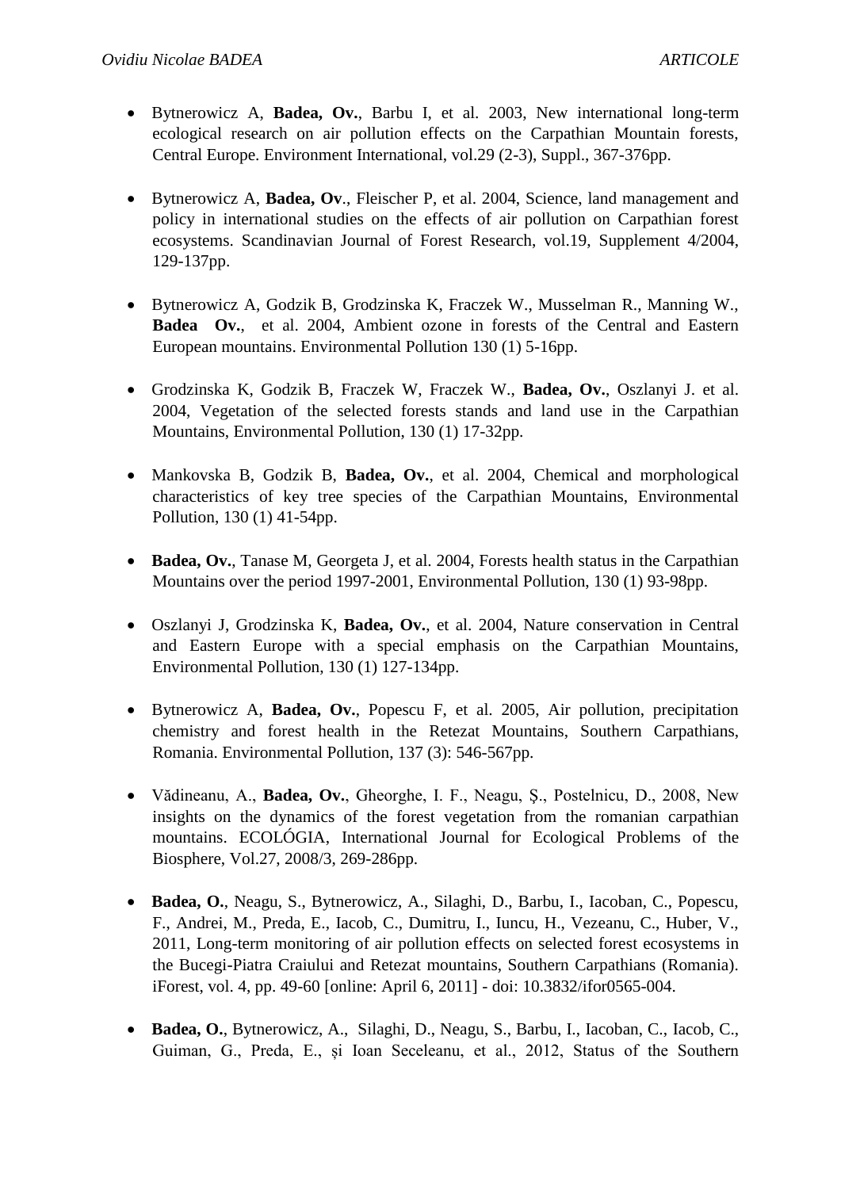- Bytnerowicz A, **Badea, Ov.**, Barbu I, et al. 2003, New international long-term ecological research on air pollution effects on the Carpathian Mountain forests, Central Europe. Environment International, vol.29 (2-3), Suppl., 367-376pp.

- Bytnerowicz A, **Badea, Ov**., Fleischer P, et al. 2004, Science, land management and policy in international studies on the effects of air pollution on Carpathian forest ecosystems. Scandinavian Journal of Forest Research, vol.19, Supplement 4/2004, 129-137pp.

- Bytnerowicz A, Godzik B, Grodzinska K, Fraczek W., Musselman R., Manning W., **Badea Ov.**, et al. 2004, Ambient ozone in forests of the Central and Eastern European mountains. Environmental Pollution 130 (1) 5-16pp.

- Grodzinska K, Godzik B, Fraczek W, Fraczek W., **Badea, Ov.**, Oszlanyi J. et al. 2004, Vegetation of the selected forests stands and land use in the Carpathian Mountains, Environmental Pollution, 130 (1) 17-32pp.

- Mankovska B, Godzik B, **Badea, Ov.**, et al. 2004, Chemical and morphological characteristics of key tree species of the Carpathian Mountains, Environmental Pollution, 130 (1) 41-54pp.

- **Badea, Ov.**, Tanase M, Georgeta J, et al. 2004, Forests health status in the Carpathian Mountains over the period 1997-2001, Environmental Pollution, 130 (1) 93-98pp.

- Oszlanyi J, Grodzinska K, **Badea, Ov.**, et al. 2004, Nature conservation in Central and Eastern Europe with a special emphasis on the Carpathian Mountains, Environmental Pollution, 130 (1) 127-134pp.

- Bytnerowicz A, **Badea, Ov.**, Popescu F, et al. 2005, Air pollution, precipitation chemistry and forest health in the Retezat Mountains, Southern Carpathians, Romania. Environmental Pollution, 137 (3): 546-567pp.

- Vădineanu, A., **Badea, Ov.**, Gheorghe, I. F., Neagu, Ș., Postelnicu, D., 2008, New insights on the dynamics of the forest vegetation from the romanian carpathian mountains. ECOLÓGIA, International Journal for Ecological Problems of the Biosphere, Vol.27, 2008/3, 269-286pp.

- **Badea, O.**, Neagu, S., Bytnerowicz, A., Silaghi, D., Barbu, I., Iacoban, C., Popescu, F., Andrei, M., Preda, E., Iacob, C., Dumitru, I., Iuncu, H., Vezeanu, C., Huber, V., 2011, Long-term monitoring of air pollution effects on selected forest ecosystems in the Bucegi-Piatra Craiului and Retezat mountains, Southern Carpathians (Romania). iForest, vol. 4, pp. 49-60 [online: April 6, 2011] - doi: 10.3832/ifor0565-004.

- **Badea, O.**, Bytnerowicz, A., Silaghi, D., Neagu, S., Barbu, I., Iacoban, C., Iacob, C., Guiman, G., Preda, E., și Ioan Seceleanu, et al., 2012, Status of the Southern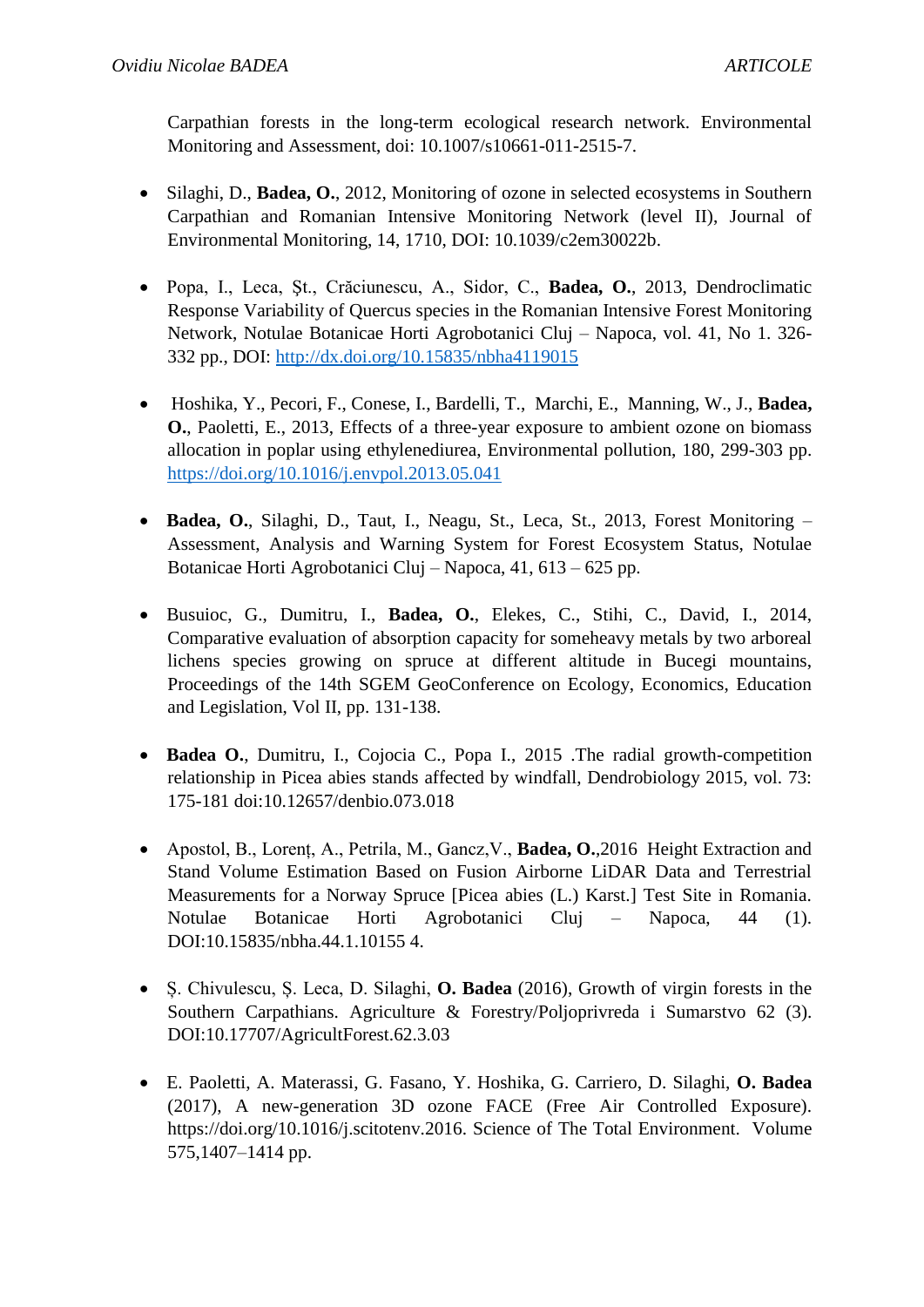Carpathian forests in the long-term ecological research network. Environmental Monitoring and Assessment, doi: 10.1007/s10661-011-2515-7.

- Silaghi, D., **Badea, O.**, 2012, Monitoring of ozone in selected ecosystems in Southern Carpathian and Romanian Intensive Monitoring Network (level II), Journal of Environmental Monitoring, 14, 1710, DOI: 10.1039/c2em30022b.

- Popa, I., Leca, Şt., Crăciunescu, A., Sidor, C., **Badea, O.**, 2013, Dendroclimatic Response Variability of Quercus species in the Romanian Intensive Forest Monitoring Network, Notulae Botanicae Horti Agrobotanici Cluj – Napoca, vol. 41, No 1. 326-332 pp., DOI: [http://dx.doi.org/10.15835/nbha4119015](http://dx.doi.org/10.15835/nbha4119015)

- Hoshika, Y., Pecori, F., Conese, I., Bardelli, T., Marchi, E., Manning, W., J., **Badea, O.**, Paoletti, E., 2013, Effects of a three-year exposure to ambient ozone on biomass allocation in poplar using ethylenediurea, Environmental pollution, 180, 299-303 pp. [https://doi.org/10.1016/j.envpol.2013.05.041](https://doi.org/10.1016/j.envpol.2013.05.041)

- **Badea, O.**, Silaghi, D., Taut, I., Neagu, St., Leca, St., 2013, Forest Monitoring – Assessment, Analysis and Warning System for Forest Ecosystem Status, Notulae Botanicae Horti Agrobotanici Cluj – Napoca, 41, 613 – 625 pp.

- Busuioc, G., Dumitru, I., **Badea, O.**, Elekes, C., Stihi, C., David, I., 2014, Comparative evaluation of absorption capacity for someheavy metals by two arboreal lichens species growing on spruce at different altitude in Bucegi mountains, Proceedings of the 14th SGEM GeoConference on Ecology, Economics, Education and Legislation, Vol II, pp. 131-138.

- **Badea O.**, Dumitru, I., Cojocia C., Popa I., 2015 .The radial growth-competition relationship in Picea abies stands affected by windfall, Dendrobiology 2015, vol. 73: 175-181 doi:10.12657/denbio.073.018

- Apostol, B., Lorenț, A., Petrila, M., Gancz,V., **Badea, O.**,2016 Height Extraction and Stand Volume Estimation Based on Fusion Airborne LiDAR Data and Terrestrial Measurements for a Norway Spruce [Picea abies (L.) Karst.] Test Site in Romania. Notulae Botanicae Horti Agrobotanici Cluj – Napoca, 44 (1). DOI:10.15835/nbha.44.1.10155 4.

- Ș. Chivulescu, Ș. Leca, D. Silaghi, **O. Badea** (2016), Growth of virgin forests in the Southern Carpathians. Agriculture & Forestry/Poljoprivreda i Sumarstvo 62 (3). DOI:10.17707/AgricultForest.62.3.03

- E. Paoletti, A. Materassi, G. Fasano, Y. Hoshika, G. Carriero, D. Silaghi, **O. Badea** (2017), A new-generation 3D ozone FACE (Free Air Controlled Exposure). https://doi.org/10.1016/j.scitotenv.2016. Science of The Total Environment. Volume 575,1407–1414 pp.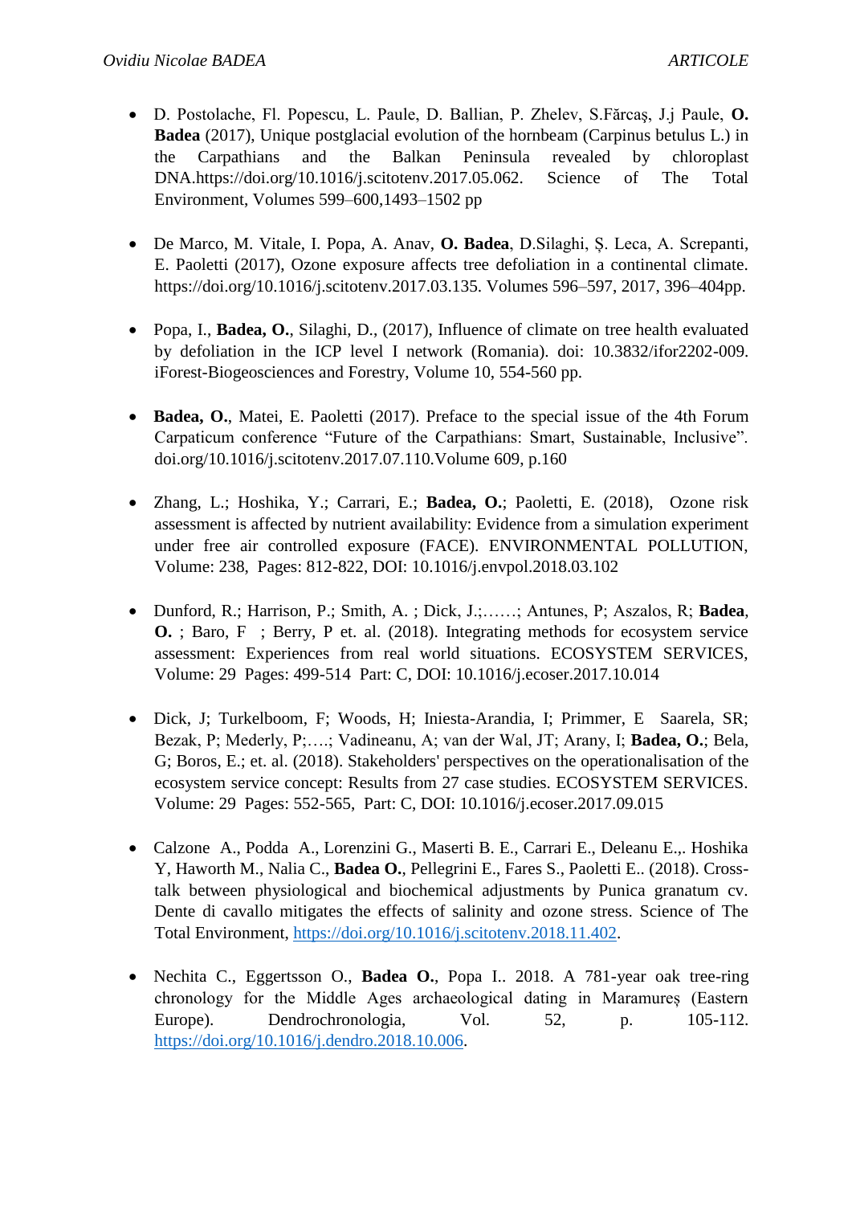- D. Postolache, Fl. Popescu, L. Paule, D. Ballian, P. Zhelev, S.Fărcaş, J.j Paule, **O. Badea** (2017), Unique postglacial evolution of the hornbeam (Carpinus betulus L.) in the Carpathians and the Balkan Peninsula revealed by chloroplast DNA.https://doi.org/10.1016/j.scitotenv.2017.05.062. Science of The Total Environment, Volumes 599–600,1493–1502 pp

- De Marco, M. Vitale, I. Popa, A. Anav, **O. Badea**, D.Silaghi, Ș. Leca, A. Screpanti, E. Paoletti (2017), Ozone exposure affects tree defoliation in a continental climate. https://doi.org/10.1016/j.scitotenv.2017.03.135. Volumes 596–597, 2017, 396–404pp.

- Popa, I., **Badea, O.**, Silaghi, D., (2017), Influence of climate on tree health evaluated by defoliation in the ICP level I network (Romania). doi: 10.3832/ifor2202-009. iForest-Biogeosciences and Forestry, Volume 10, 554-560 pp.

- **Badea, O.**, Matei, E. Paoletti (2017). Preface to the special issue of the 4th Forum Carpaticum conference "Future of the Carpathians: Smart, Sustainable, Inclusive". doi.org/10.1016/j.scitotenv.2017.07.110.Volume 609, p.160

- Zhang, L.; Hoshika, Y.; Carrari, E.; **Badea, O.**; Paoletti, E. (2018), Ozone risk assessment is affected by nutrient availability: Evidence from a simulation experiment under free air controlled exposure (FACE). ENVIRONMENTAL POLLUTION, Volume: 238, Pages: 812-822, DOI: 10.1016/j.envpol.2018.03.102

- Dunford, R.; Harrison, P.; Smith, A. ; Dick, J.;……; Antunes, P; Aszalos, R; **Badea, O.** ; Baro, F ; Berry, P et. al. (2018). Integrating methods for ecosystem service assessment: Experiences from real world situations. ECOSYSTEM SERVICES, Volume: 29 Pages: 499-514 Part: C, DOI: 10.1016/j.ecoser.2017.10.014

- Dick, J; Turkelboom, F; Woods, H; Iniesta-Arandia, I; Primmer, E Saarela, SR; Bezak, P; Mederly, P;….; Vadineanu, A; van der Wal, JT; Arany, I; **Badea, O.**; Bela, G; Boros, E.; et. al. (2018). Stakeholders' perspectives on the operationalisation of the ecosystem service concept: Results from 27 case studies. ECOSYSTEM SERVICES. Volume: 29 Pages: 552-565, Part: C, DOI: 10.1016/j.ecoser.2017.09.015

- Calzone A., Podda A., Lorenzini G., Maserti B. E., Carrari E., Deleanu E.,. Hoshika Y, Haworth M., Nalia C., **Badea O.**, Pellegrini E., Fares S., Paoletti E.. (2018). Cross-talk between physiological and biochemical adjustments by Punica granatum cv. Dente di cavallo mitigates the effects of salinity and ozone stress. Science of The Total Environment, https://doi.org/10.1016/j.scitotenv.2018.11.402.

- Nechita C., Eggertsson O., **Badea O.**, Popa I.. 2018. A 781-year oak tree-ring chronology for the Middle Ages archaeological dating in Maramureș (Eastern Europe). Dendrochronologia, Vol. 52, p. 105-112. https://doi.org/10.1016/j.dendro.2018.10.006.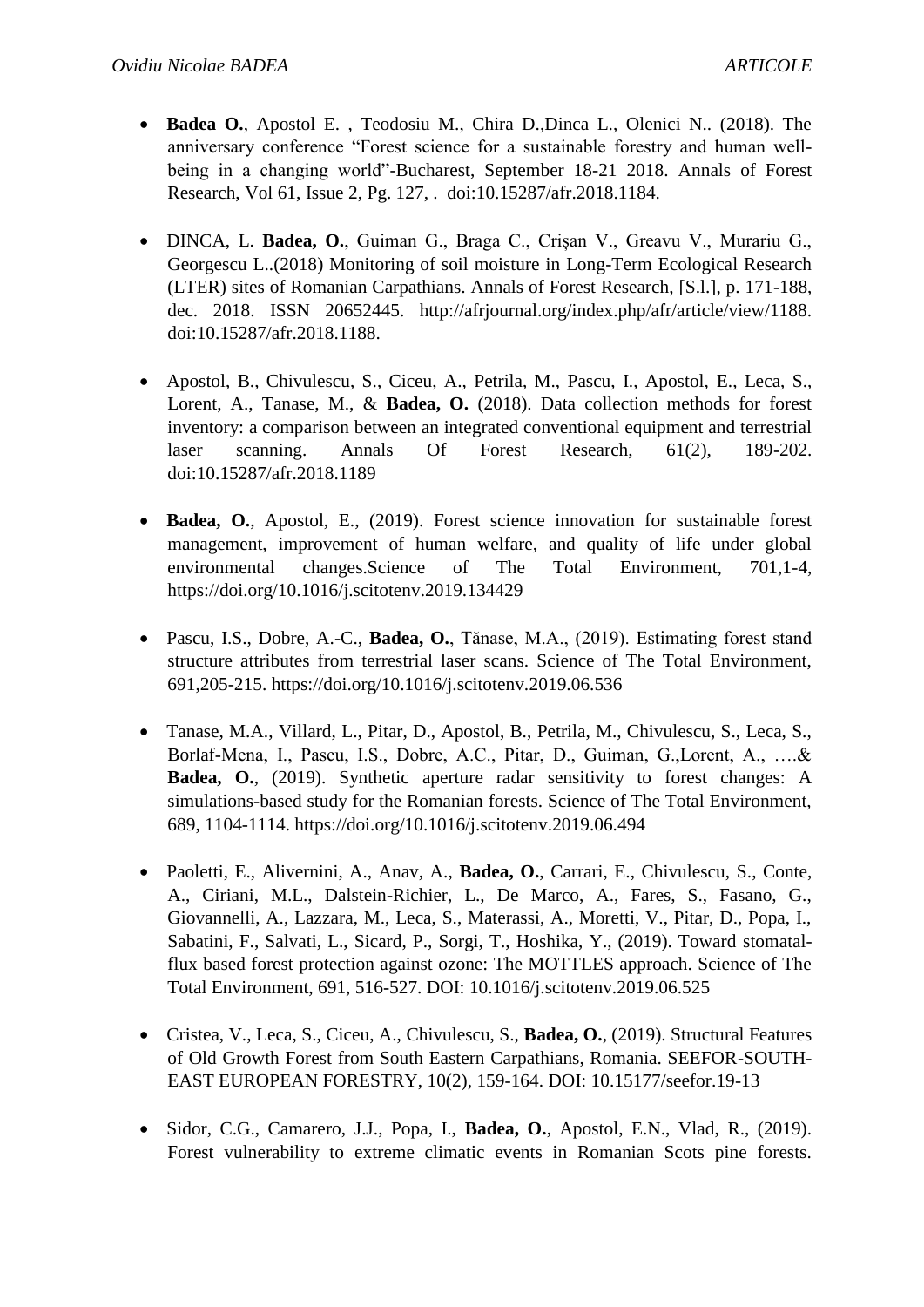- **Badea O.**, Apostol E. , Teodosiu M., Chira D.,Dinca L., Olenici N.. (2018). The anniversary conference "Forest science for a sustainable forestry and human well-being in a changing world"-Bucharest, September 18-21 2018. Annals of Forest Research, Vol 61, Issue 2, Pg. 127, . doi:10.15287/afr.2018.1184.

- DINCA, L. **Badea, O.**, Guiman G., Braga C., Crișan V., Greavu V., Murariu G., Georgescu L..(2018) Monitoring of soil moisture in Long-Term Ecological Research (LTER) sites of Romanian Carpathians. Annals of Forest Research, [S.l.], p. 171-188, dec. 2018. ISSN 20652445. http://afrjournal.org/index.php/afr/article/view/1188. doi:10.15287/afr.2018.1188.

- Apostol, B., Chivulescu, S., Ciceu, A., Petrila, M., Pascu, I., Apostol, E., Leca, S., Lorent, A., Tanase, M., & **Badea, O.** (2018). Data collection methods for forest inventory: a comparison between an integrated conventional equipment and terrestrial laser scanning. Annals Of Forest Research, 61(2), 189-202. doi:10.15287/afr.2018.1189

- **Badea, O.**, Apostol, E., (2019). Forest science innovation for sustainable forest management, improvement of human welfare, and quality of life under global environmental changes.Science of The Total Environment, 701,1-4, https://doi.org/10.1016/j.scitotenv.2019.134429

- Pascu, I.S., Dobre, A.-C., **Badea, O.**, Tănase, M.A., (2019). Estimating forest stand structure attributes from terrestrial laser scans. Science of The Total Environment, 691,205-215. https://doi.org/10.1016/j.scitotenv.2019.06.536

- Tanase, M.A., Villard, L., Pitar, D., Apostol, B., Petrila, M., Chivulescu, S., Leca, S., Borlaf-Mena, I., Pascu, I.S., Dobre, A.C., Pitar, D., Guiman, G.,Lorent, A., ….& **Badea, O.**, (2019). Synthetic aperture radar sensitivity to forest changes: A simulations-based study for the Romanian forests. Science of The Total Environment, 689, 1104-1114. https://doi.org/10.1016/j.scitotenv.2019.06.494

- Paoletti, E., Alivernini, A., Anav, A., **Badea, O.**, Carrari, E., Chivulescu, S., Conte, A., Ciriani, M.L., Dalstein-Richier, L., De Marco, A., Fares, S., Fasano, G., Giovannelli, A., Lazzara, M., Leca, S., Materassi, A., Moretti, V., Pitar, D., Popa, I., Sabatini, F., Salvati, L., Sicard, P., Sorgi, T., Hoshika, Y., (2019). Toward stomatal-flux based forest protection against ozone: The MOTTLES approach. Science of The Total Environment, 691, 516-527. DOI: 10.1016/j.scitotenv.2019.06.525

- Cristea, V., Leca, S., Ciceu, A., Chivulescu, S., **Badea, O.**, (2019). Structural Features of Old Growth Forest from South Eastern Carpathians, Romania. SEEFOR-SOUTH-EAST EUROPEAN FORESTRY, 10(2), 159-164. DOI: 10.15177/seefor.19-13

- Sidor, C.G., Camarero, J.J., Popa, I., **Badea, O.**, Apostol, E.N., Vlad, R., (2019). Forest vulnerability to extreme climatic events in Romanian Scots pine forests.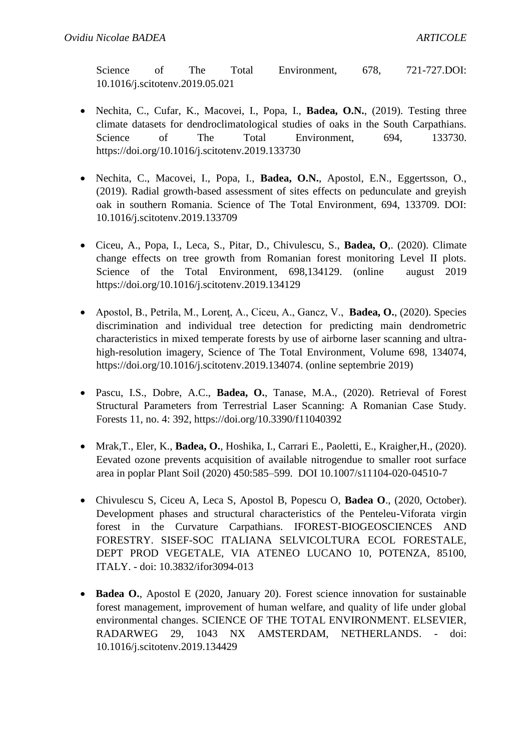Science of The Total Environment, 678, 721-727.DOI: 10.1016/j.scitotenv.2019.05.021

- Nechita, C., Cufar, K., Macovei, I., Popa, I., **Badea, O.N.**, (2019). Testing three climate datasets for dendroclimatological studies of oaks in the South Carpathians. Science of The Total Environment, 694, 133730. https://doi.org/10.1016/j.scitotenv.2019.133730

- Nechita, C., Macovei, I., Popa, I., **Badea, O.N.**, Apostol, E.N., Eggertsson, O., (2019). Radial growth-based assessment of sites effects on pedunculate and greyish oak in southern Romania. Science of The Total Environment, 694, 133709. DOI: 10.1016/j.scitotenv.2019.133709

- Ciceu, A., Popa, I., Leca, S., Pitar, D., Chivulescu, S., **Badea, O**,. (2020). Climate change effects on tree growth from Romanian forest monitoring Level II plots. Science of the Total Environment, 698,134129. (online august 2019 https://doi.org/10.1016/j.scitotenv.2019.134129

- Apostol, B., Petrila, M., Lorenț, A., Ciceu, A., Gancz, V., **Badea, O.**, (2020). Species discrimination and individual tree detection for predicting main dendrometric characteristics in mixed temperate forests by use of airborne laser scanning and ultra-high-resolution imagery, Science of The Total Environment, Volume 698, 134074, https://doi.org/10.1016/j.scitotenv.2019.134074. (online septembrie 2019)

- Pascu, I.S., Dobre, A.C., **Badea, O.**, Tanase, M.A., (2020). Retrieval of Forest Structural Parameters from Terrestrial Laser Scanning: A Romanian Case Study. Forests 11, no. 4: 392, https://doi.org/10.3390/f11040392

- Mrak,T., Eler, K., **Badea, O.**, Hoshika, I., Carrari E., Paoletti, E., Kraigher,H., (2020). Eevated ozone prevents acquisition of available nitrogendue to smaller root surface area in poplar Plant Soil (2020) 450:585–599. DOI 10.1007/s11104-020-04510-7

- Chivulescu S, Ciceu A, Leca S, Apostol B, Popescu O, **Badea O**., (2020, October). Development phases and structural characteristics of the Penteleu-Viforata virgin forest in the Curvature Carpathians. IFOREST-BIOGEOSCIENCES AND FORESTRY. SISEF-SOC ITALIANA SELVICOLTURA ECOL FORESTALE, DEPT PROD VEGETALE, VIA ATENEO LUCANO 10, POTENZA, 85100, ITALY. - doi: 10.3832/ifor3094-013

- **Badea O.**, Apostol E (2020, January 20). Forest science innovation for sustainable forest management, improvement of human welfare, and quality of life under global environmental changes. SCIENCE OF THE TOTAL ENVIRONMENT. ELSEVIER, RADARWEG 29, 1043 NX AMSTERDAM, NETHERLANDS. - doi: 10.1016/j.scitotenv.2019.134429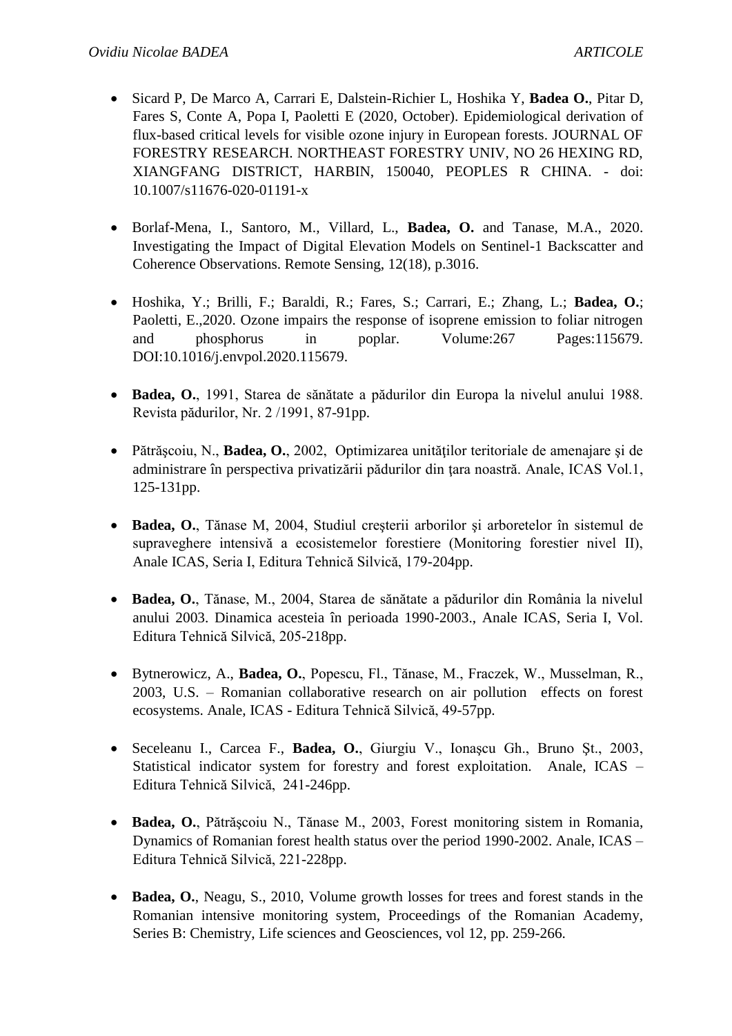- Sicard P, De Marco A, Carrari E, Dalstein-Richier L, Hoshika Y, **Badea O.**, Pitar D, Fares S, Conte A, Popa I, Paoletti E (2020, October). Epidemiological derivation of flux-based critical levels for visible ozone injury in European forests. JOURNAL OF FORESTRY RESEARCH. NORTHEAST FORESTRY UNIV, NO 26 HEXING RD, XIANGFANG DISTRICT, HARBIN, 150040, PEOPLES R CHINA. - doi: 10.1007/s11676-020-01191-x

- Borlaf-Mena, I., Santoro, M., Villard, L., **Badea, O.** and Tanase, M.A., 2020. Investigating the Impact of Digital Elevation Models on Sentinel-1 Backscatter and Coherence Observations. Remote Sensing, 12(18), p.3016.

- Hoshika, Y.; Brilli, F.; Baraldi, R.; Fares, S.; Carrari, E.; Zhang, L.; **Badea, O.**; Paoletti, E.,2020. Ozone impairs the response of isoprene emission to foliar nitrogen and phosphorus in poplar. Volume:267 Pages:115679. DOI:10.1016/j.envpol.2020.115679.

- **Badea, O.**, 1991, Starea de sănătate a pădurilor din Europa la nivelul anului 1988. Revista pădurilor, Nr. 2 /1991, 87-91pp.

- Pătrăşcoiu, N., **Badea, O.**, 2002, Optimizarea unităților teritoriale de amenajare şi de administrare în perspectiva privatizării pădurilor din ţara noastră. Anale, ICAS Vol.1, 125-131pp.

- **Badea, O.**, Tănase M, 2004, Studiul creşterii arborilor şi arboretelor în sistemul de supraveghere intensivă a ecosistemelor forestiere (Monitoring forestier nivel II), Anale ICAS, Seria I, Editura Tehnică Silvică, 179-204pp.

- **Badea, O.**, Tănase, M., 2004, Starea de sănătate a pădurilor din România la nivelul anului 2003. Dinamica acesteia în perioada 1990-2003., Anale ICAS, Seria I, Vol. Editura Tehnică Silvică, 205-218pp.

- Bytnerowicz, A., **Badea, O.**, Popescu, Fl., Tănase, M., Fraczek, W., Musselman, R., 2003, U.S. – Romanian collaborative research on air pollution effects on forest ecosystems. Anale, ICAS - Editura Tehnică Silvică, 49-57pp.

- Seceleanu I., Carcea F., **Badea, O.**, Giurgiu V., Ionaşcu Gh., Bruno Şt., 2003, Statistical indicator system for forestry and forest exploitation. Anale, ICAS – Editura Tehnică Silvică, 241-246pp.

- **Badea, O.**, Pătrăşcoiu N., Tănase M., 2003, Forest monitoring sistem in Romania, Dynamics of Romanian forest health status over the period 1990-2002. Anale, ICAS – Editura Tehnică Silvică, 221-228pp.

- **Badea, O.**, Neagu, S., 2010, Volume growth losses for trees and forest stands in the Romanian intensive monitoring system, Proceedings of the Romanian Academy, Series B: Chemistry, Life sciences and Geosciences, vol 12, pp. 259-266.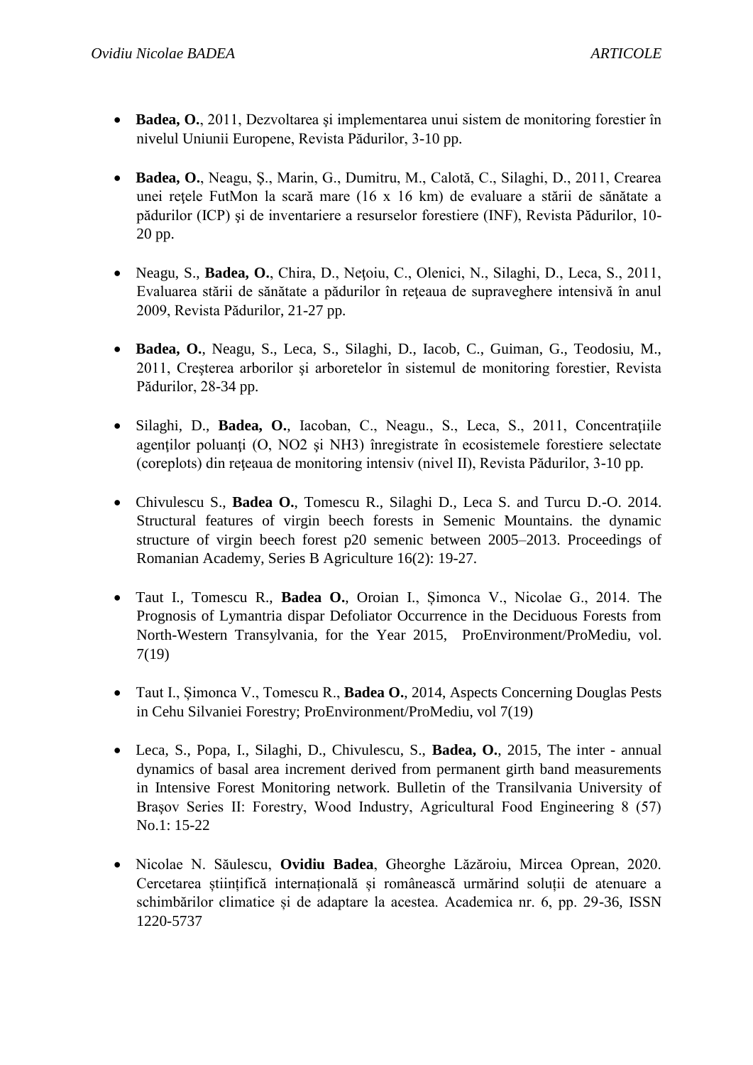- **Badea, O.**, 2011, Dezvoltarea şi implementarea unui sistem de monitoring forestier în nivelul Uniunii Europene, Revista Pădurilor, 3-10 pp.

- **Badea, O.**, Neagu, Ş., Marin, G., Dumitru, M., Calotă, C., Silaghi, D., 2011, Crearea unei reţele FutMon la scară mare (16 x 16 km) de evaluare a stării de sănătate a pădurilor (ICP) şi de inventariere a resurselor forestiere (INF), Revista Pădurilor, 10-20 pp.

- Neagu, S., **Badea, O.**, Chira, D., Neţoiu, C., Olenici, N., Silaghi, D., Leca, S., 2011, Evaluarea stării de sănătate a pădurilor în reţeaua de supraveghere intensivă în anul 2009, Revista Pădurilor, 21-27 pp.

- **Badea, O.**, Neagu, S., Leca, S., Silaghi, D., Iacob, C., Guiman, G., Teodosiu, M., 2011, Creşterea arborilor şi arboretelor în sistemul de monitoring forestier, Revista Pădurilor, 28-34 pp.

- Silaghi, D., **Badea, O.**, Iacoban, C., Neagu., S., Leca, S., 2011, Concentraţiile agenţilor poluanţi (O, NO2 şi NH3) înregistrate în ecosistemele forestiere selectate (coreplots) din reţeaua de monitoring intensiv (nivel II), Revista Pădurilor, 3-10 pp.

- Chivulescu S., **Badea O.**, Tomescu R., Silaghi D., Leca S. and Turcu D.-O. 2014. Structural features of virgin beech forests in Semenic Mountains. the dynamic structure of virgin beech forest p20 semenic between 2005–2013. Proceedings of Romanian Academy, Series B Agriculture 16(2): 19-27.

- Taut I., Tomescu R., **Badea O.**, Oroian I., Șimonca V., Nicolae G., 2014. The Prognosis of Lymantria dispar Defoliator Occurrence in the Deciduous Forests from North-Western Transylvania, for the Year 2015, ProEnvironment/ProMediu, vol. 7(19)

- Taut I., Șimonca V., Tomescu R., **Badea O.**, 2014, Aspects Concerning Douglas Pests in Cehu Silvaniei Forestry; ProEnvironment/ProMediu, vol 7(19)

- Leca, S., Popa, I., Silaghi, D., Chivulescu, S., **Badea, O.**, 2015, The inter - annual dynamics of basal area increment derived from permanent girth band measurements in Intensive Forest Monitoring network. Bulletin of the Transilvania University of Brașov Series II: Forestry, Wood Industry, Agricultural Food Engineering 8 (57) No.1: 15-22

- Nicolae N. Săulescu, **Ovidiu Badea**, Gheorghe Lăzăroiu, Mircea Oprean, 2020. Cercetarea științifică internațională și românească urmărind soluții de atenuare a schimbărilor climatice și de adaptare la acestea. Academica nr. 6, pp. 29-36, ISSN 1220-5737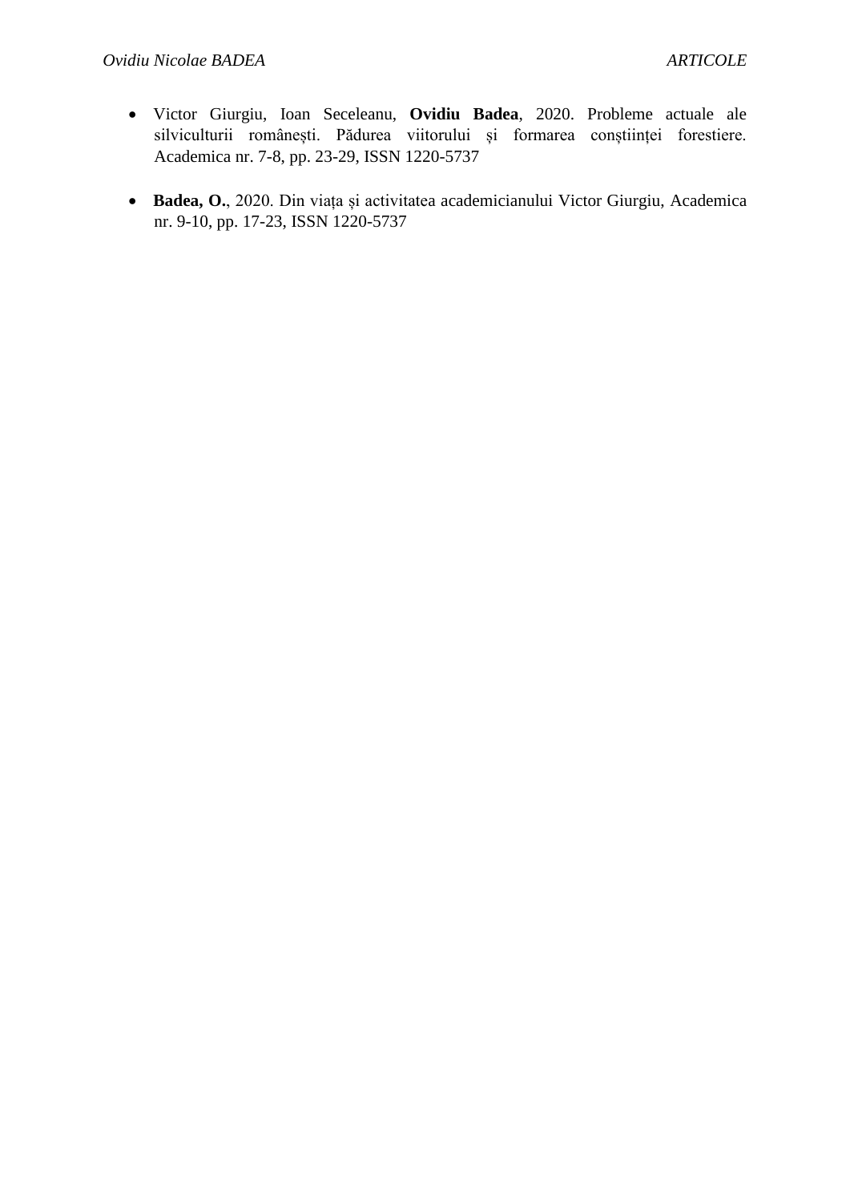- Victor Giurgiu, Ioan Seceleanu, **Ovidiu Badea**, 2020. Probleme actuale ale silviculturii românești. Pădurea viitorului și formarea conștiinței forestiere. Academica nr. 7-8, pp. 23-29, ISSN 1220-5737

- **Badea, O.**, 2020. Din viața și activitatea academicianului Victor Giurgiu, Academica nr. 9-10, pp. 17-23, ISSN 1220-5737